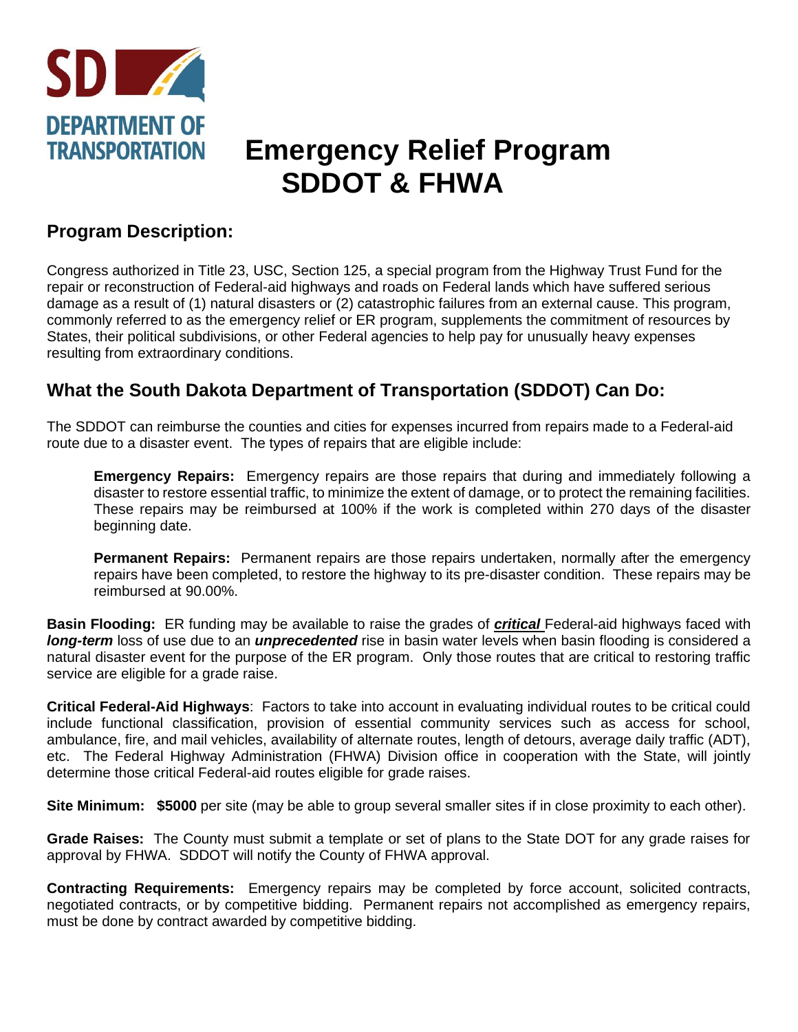SD DEPARTMENT OF TRANSPORTATION

# Emergency Relief Program SDDOT & FHWA

## Program Description:

Congress authorized in Title 23, USC, Section 125, a special program from the Highway Trust Fund for the repair or reconstruction of Federal-aid highways and roads on Federal lands which have suffered serious damage as a result of (1) natural disasters or (2) catastrophic failures from an external cause. This program, commonly referred to as the emergency relief or ER program, supplements the commitment of resources by States, their political subdivisions, or other Federal agencies to help pay for unusually heavy expenses resulting from extraordinary conditions.

## What the South Dakota Department of Transportation (SDDOT) Can Do:

The SDDOT can reimburse the counties and cities for expenses incurred from repairs made to a Federal-aid route due to a disaster event. The types of repairs that are eligible include:

> **Emergency Repairs:** Emergency repairs are those repairs that during and immediately following a disaster to restore essential traffic, to minimize the extent of damage, or to protect the remaining facilities. These repairs may be reimbursed at 100% if the work is completed within 270 days of the disaster beginning date.
>
> **Permanent Repairs:** Permanent repairs are those repairs undertaken, normally after the emergency repairs have been completed, to restore the highway to its pre-disaster condition. These repairs may be reimbursed at 90.00%.

**Basin Flooding:** ER funding may be available to raise the grades of ***critical*** Federal-aid highways faced with ***long-term*** loss of use due to an ***unprecedented*** rise in basin water levels when basin flooding is considered a natural disaster event for the purpose of the ER program. Only those routes that are critical to restoring traffic service are eligible for a grade raise.

**Critical Federal-Aid Highways**: Factors to take into account in evaluating individual routes to be critical could include functional classification, provision of essential community services such as access for school, ambulance, fire, and mail vehicles, availability of alternate routes, length of detours, average daily traffic (ADT), etc. The Federal Highway Administration (FHWA) Division office in cooperation with the State, will jointly determine those critical Federal-aid routes eligible for grade raises.

**Site Minimum: $5000** per site (may be able to group several smaller sites if in close proximity to each other).

**Grade Raises:** The County must submit a template or set of plans to the State DOT for any grade raises for approval by FHWA. SDDOT will notify the County of FHWA approval.

**Contracting Requirements:** Emergency repairs may be completed by force account, solicited contracts, negotiated contracts, or by competitive bidding. Permanent repairs not accomplished as emergency repairs, must be done by contract awarded by competitive bidding.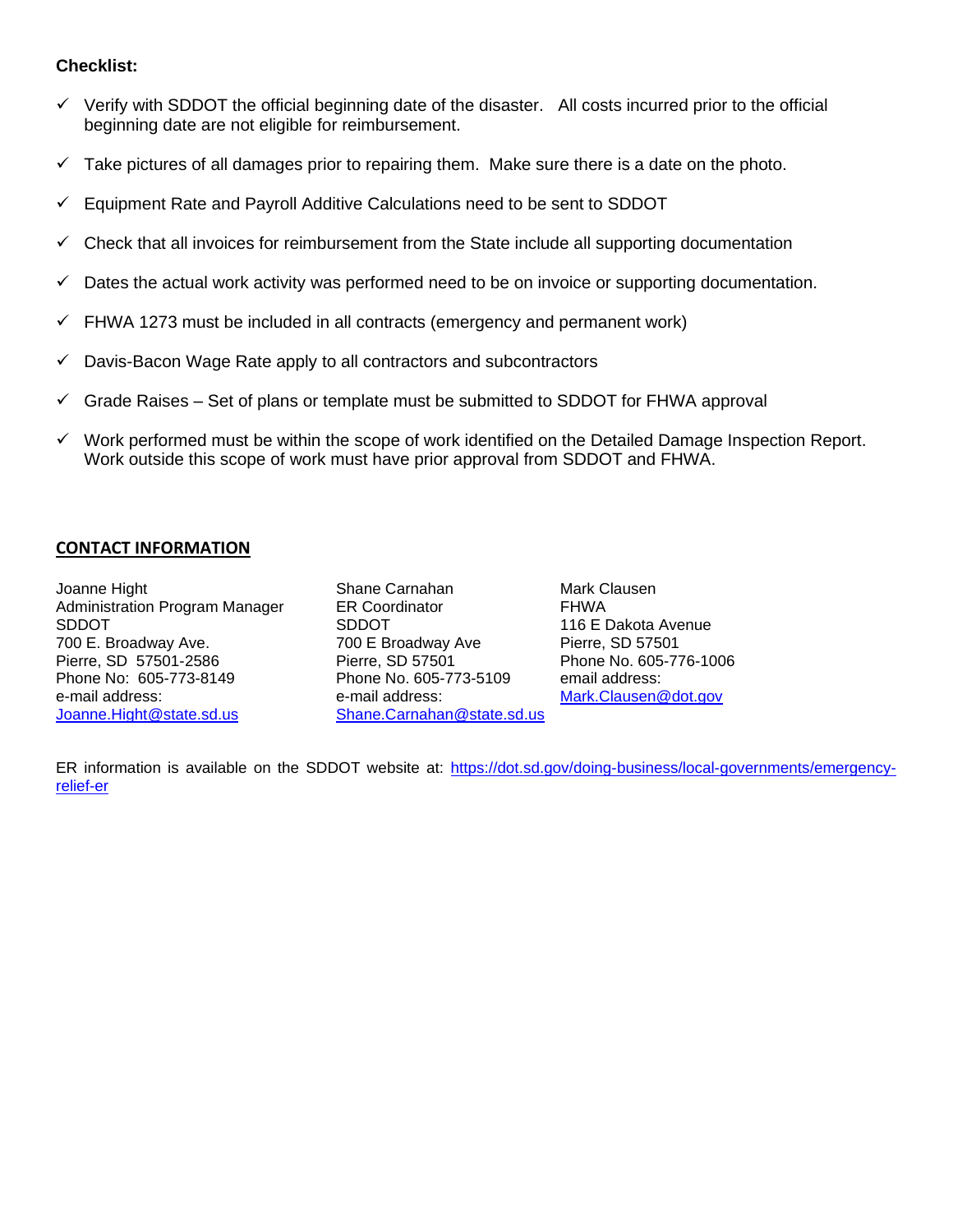**Checklist:**

- ✓ Verify with SDDOT the official beginning date of the disaster. All costs incurred prior to the official beginning date are not eligible for reimbursement.
- ✓ Take pictures of all damages prior to repairing them. Make sure there is a date on the photo.
- ✓ Equipment Rate and Payroll Additive Calculations need to be sent to SDDOT
- ✓ Check that all invoices for reimbursement from the State include all supporting documentation
- ✓ Dates the actual work activity was performed need to be on invoice or supporting documentation.
- ✓ FHWA 1273 must be included in all contracts (emergency and permanent work)
- ✓ Davis-Bacon Wage Rate apply to all contractors and subcontractors
- ✓ Grade Raises – Set of plans or template must be submitted to SDDOT for FHWA approval
- ✓ Work performed must be within the scope of work identified on the Detailed Damage Inspection Report. Work outside this scope of work must have prior approval from SDDOT and FHWA.

## CONTACT INFORMATION

Joanne Hight
Administration Program Manager
SDDOT
700 E. Broadway Ave.
Pierre, SD 57501-2586
Phone No: 605-773-8149
e-mail address:
Joanne.Hight@state.sd.us

Shane Carnahan
ER Coordinator
SDDOT
700 E Broadway Ave
Pierre, SD 57501
Phone No. 605-773-5109
e-mail address:
Shane.Carnahan@state.sd.us

Mark Clausen
FHWA
116 E Dakota Avenue
Pierre, SD 57501
Phone No. 605-776-1006
email address:
Mark.Clausen@dot.gov

ER information is available on the SDDOT website at: https://dot.sd.gov/doing-business/local-governments/emergency-relief-er